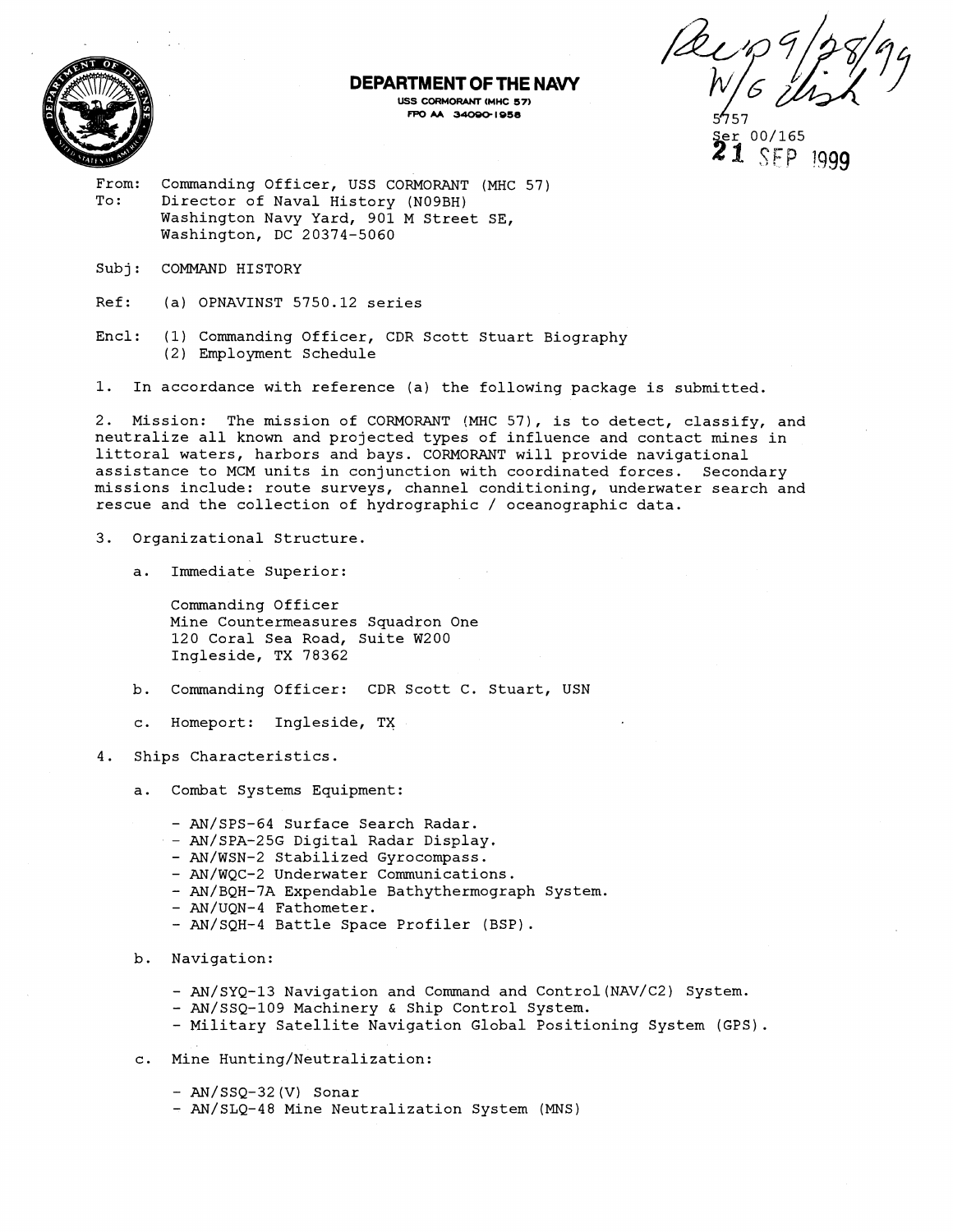# DEPARTMENT OF THE NAVY

USS CORMORANT (MHC 57)
FPO AA 34090-1958

Rec'd 9/28/99
W/G disk

5757
Ser 00/165
21 SEP 1999

From: Commanding Officer, USS CORMORANT (MHC 57)
To: Director of Naval History (N09BH)
Washington Navy Yard, 901 M Street SE,
Washington, DC 20374-5060

Subj: COMMAND HISTORY

Ref: (a) OPNAVINST 5750.12 series

Encl: (1) Commanding Officer, CDR Scott Stuart Biography
(2) Employment Schedule

1. In accordance with reference (a) the following package is submitted.

2. Mission: The mission of CORMORANT (MHC 57), is to detect, classify, and neutralize all known and projected types of influence and contact mines in littoral waters, harbors and bays. CORMORANT will provide navigational assistance to MCM units in conjunction with coordinated forces. Secondary missions include: route surveys, channel conditioning, underwater search and rescue and the collection of hydrographic / oceanographic data.

3. Organizational Structure.

a. Immediate Superior:

Commanding Officer
Mine Countermeasures Squadron One
120 Coral Sea Road, Suite W200
Ingleside, TX 78362

b. Commanding Officer: CDR Scott C. Stuart, USN

c. Homeport: Ingleside, TX

4. Ships Characteristics.

a. Combat Systems Equipment:

- AN/SPS-64 Surface Search Radar.
- AN/SPA-25G Digital Radar Display.
- AN/WSN-2 Stabilized Gyrocompass.
- AN/WQC-2 Underwater Communications.
- AN/BQH-7A Expendable Bathythermograph System.
- AN/UQN-4 Fathometer.
- AN/SQH-4 Battle Space Profiler (BSP).

b. Navigation:

- AN/SYQ-13 Navigation and Command and Control (NAV/C2) System.
- AN/SSQ-109 Machinery & Ship Control System.
- Military Satellite Navigation Global Positioning System (GPS).

c. Mine Hunting/Neutralization:

- AN/SSQ-32(V) Sonar
- AN/SLQ-48 Mine Neutralization System (MNS)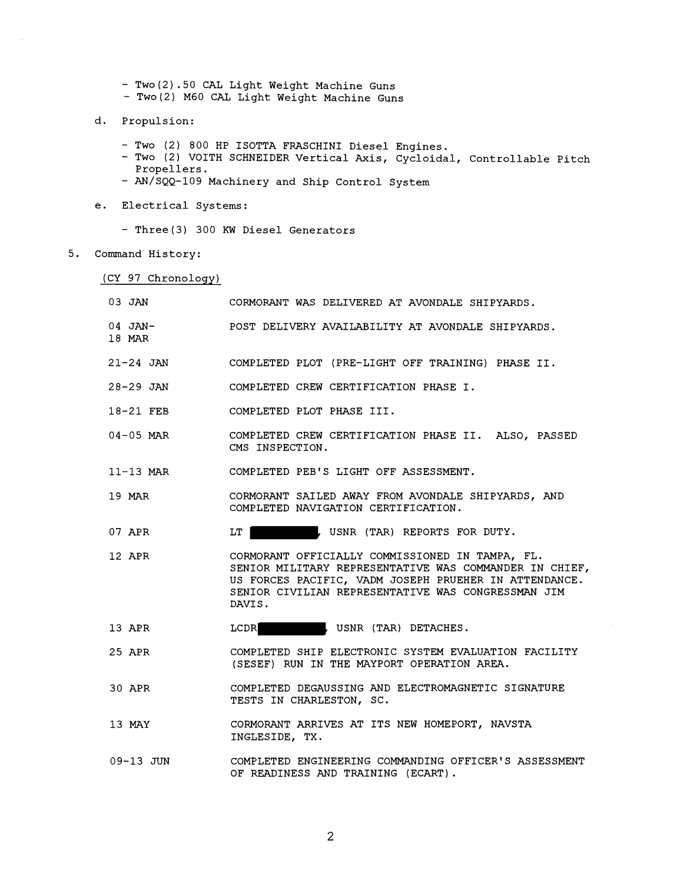- Two(2).50 CAL Light Weight Machine Guns
- Two(2) M60 CAL Light Weight Machine Guns

d. Propulsion:

- Two (2) 800 HP ISOTTA FRASCHINI Diesel Engines.
- Two (2) VOITH SCHNEIDER Vertical Axis, Cycloidal, Controllable Pitch Propellers.
- AN/SQQ-109 Machinery and Ship Control System

e. Electrical Systems:

- Three(3) 300 KW Diesel Generators

5. Command History:

(CY 97 Chronology)

| | |
|---|---|
| 03 JAN | CORMORANT WAS DELIVERED AT AVONDALE SHIPYARDS. |
| 04 JAN-18 MAR | POST DELIVERY AVAILABILITY AT AVONDALE SHIPYARDS. |
| 21-24 JAN | COMPLETED PLOT (PRE-LIGHT OFF TRAINING) PHASE II. |
| 28-29 JAN | COMPLETED CREW CERTIFICATION PHASE I. |
| 18-21 FEB | COMPLETED PLOT PHASE III. |
| 04-05 MAR | COMPLETED CREW CERTIFICATION PHASE II. ALSO, PASSED CMS INSPECTION. |
| 11-13 MAR | COMPLETED PEB'S LIGHT OFF ASSESSMENT. |
| 19 MAR | CORMORANT SAILED AWAY FROM AVONDALE SHIPYARDS, AND COMPLETED NAVIGATION CERTIFICATION. |
| 07 APR | LT ██████, USNR (TAR) REPORTS FOR DUTY. |
| 12 APR | CORMORANT OFFICIALLY COMMISSIONED IN TAMPA, FL. SENIOR MILITARY REPRESENTATIVE WAS COMMANDER IN CHIEF, US FORCES PACIFIC, VADM JOSEPH PRUEHER IN ATTENDANCE. SENIOR CIVILIAN REPRESENTATIVE WAS CONGRESSMAN JIM DAVIS. |
| 13 APR | LCDR ██████, USNR (TAR) DETACHES. |
| 25 APR | COMPLETED SHIP ELECTRONIC SYSTEM EVALUATION FACILITY (SESEF) RUN IN THE MAYPORT OPERATION AREA. |
| 30 APR | COMPLETED DEGAUSSING AND ELECTROMAGNETIC SIGNATURE TESTS IN CHARLESTON, SC. |
| 13 MAY | CORMORANT ARRIVES AT ITS NEW HOMEPORT, NAVSTA INGLESIDE, TX. |
| 09-13 JUN | COMPLETED ENGINEERING COMMANDING OFFICER'S ASSESSMENT OF READINESS AND TRAINING (ECART). |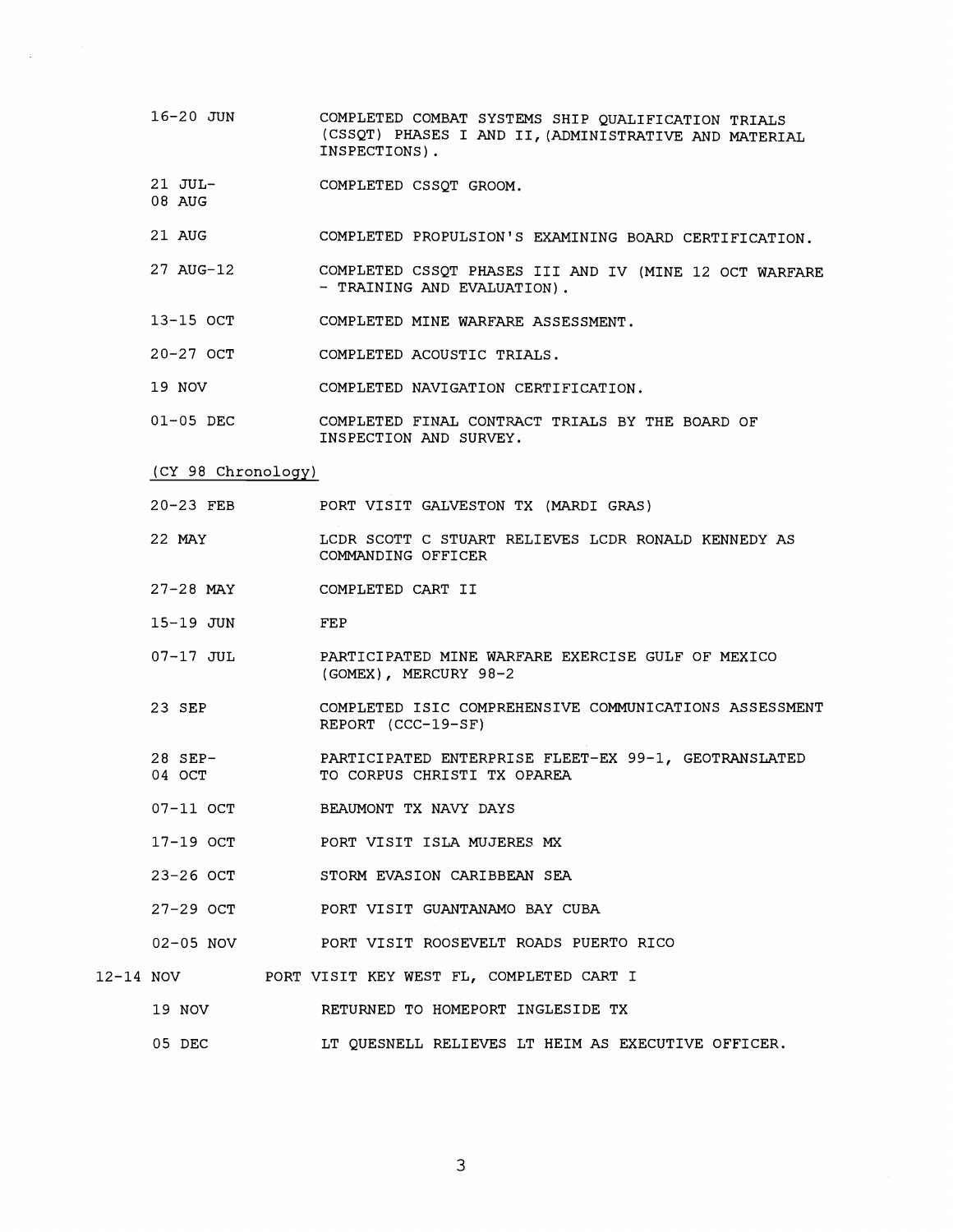| | |
|---|---|
| 16-20 JUN | COMPLETED COMBAT SYSTEMS SHIP QUALIFICATION TRIALS (CSSQT) PHASES I AND II,(ADMINISTRATIVE AND MATERIAL INSPECTIONS). |
| 21 JUL-08 AUG | COMPLETED CSSQT GROOM. |
| 21 AUG | COMPLETED PROPULSION'S EXAMINING BOARD CERTIFICATION. |
| 27 AUG-12 | COMPLETED CSSQT PHASES III AND IV (MINE 12 OCT WARFARE - TRAINING AND EVALUATION). |
| 13-15 OCT | COMPLETED MINE WARFARE ASSESSMENT. |
| 20-27 OCT | COMPLETED ACOUSTIC TRIALS. |
| 19 NOV | COMPLETED NAVIGATION CERTIFICATION. |
| 01-05 DEC | COMPLETED FINAL CONTRACT TRIALS BY THE BOARD OF INSPECTION AND SURVEY. |

(CY 98 Chronology)

| | |
|---|---|
| 20-23 FEB | PORT VISIT GALVESTON TX (MARDI GRAS) |
| 22 MAY | LCDR SCOTT C STUART RELIEVES LCDR RONALD KENNEDY AS COMMANDING OFFICER |
| 27-28 MAY | COMPLETED CART II |
| 15-19 JUN | FEP |
| 07-17 JUL | PARTICIPATED MINE WARFARE EXERCISE GULF OF MEXICO (GOMEX), MERCURY 98-2 |
| 23 SEP | COMPLETED ISIC COMPREHENSIVE COMMUNICATIONS ASSESSMENT REPORT (CCC-19-SF) |
| 28 SEP-04 OCT | PARTICIPATED ENTERPRISE FLEET-EX 99-1, GEOTRANSLATED TO CORPUS CHRISTI TX OPAREA |
| 07-11 OCT | BEAUMONT TX NAVY DAYS |
| 17-19 OCT | PORT VISIT ISLA MUJERES MX |
| 23-26 OCT | STORM EVASION CARIBBEAN SEA |
| 27-29 OCT | PORT VISIT GUANTANAMO BAY CUBA |
| 02-05 NOV | PORT VISIT ROOSEVELT ROADS PUERTO RICO |
| 12-14 NOV | PORT VISIT KEY WEST FL, COMPLETED CART I |
| 19 NOV | RETURNED TO HOMEPORT INGLESIDE TX |
| 05 DEC | LT QUESNELL RELIEVES LT HEIM AS EXECUTIVE OFFICER. |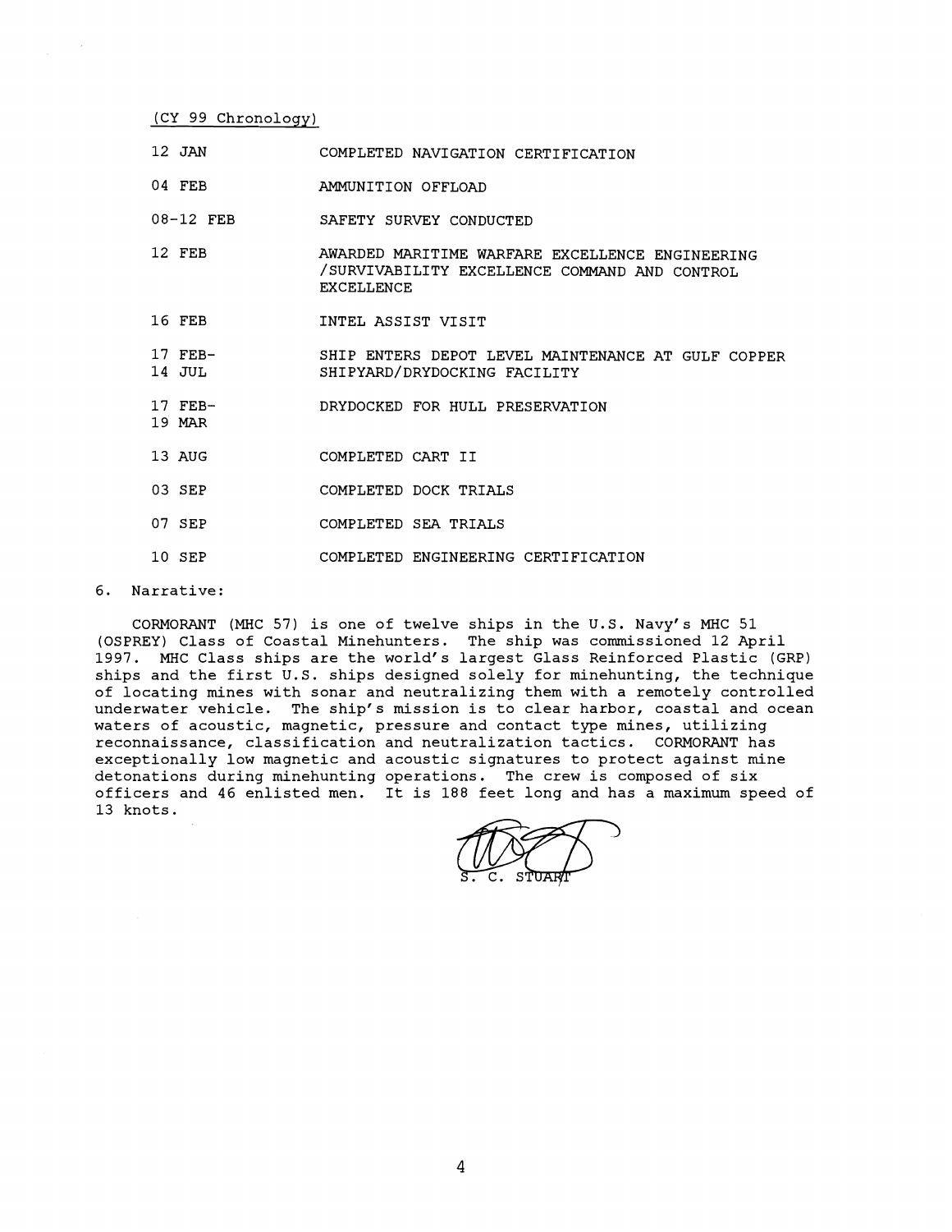(CY 99 Chronology)

| | |
|---|---|
| 12 JAN | COMPLETED NAVIGATION CERTIFICATION |
| 04 FEB | AMMUNITION OFFLOAD |
| 08-12 FEB | SAFETY SURVEY CONDUCTED |
| 12 FEB | AWARDED MARITIME WARFARE EXCELLENCE ENGINEERING /SURVIVABILITY EXCELLENCE COMMAND AND CONTROL EXCELLENCE |
| 16 FEB | INTEL ASSIST VISIT |
| 17 FEB-14 JUL | SHIP ENTERS DEPOT LEVEL MAINTENANCE AT GULF COPPER SHIPYARD/DRYDOCKING FACILITY |
| 17 FEB-19 MAR | DRYDOCKED FOR HULL PRESERVATION |
| 13 AUG | COMPLETED CART II |
| 03 SEP | COMPLETED DOCK TRIALS |
| 07 SEP | COMPLETED SEA TRIALS |
| 10 SEP | COMPLETED ENGINEERING CERTIFICATION |

6. Narrative:

CORMORANT (MHC 57) is one of twelve ships in the U.S. Navy's MHC 51 (OSPREY) Class of Coastal Minehunters. The ship was commissioned 12 April 1997. MHC Class ships are the world's largest Glass Reinforced Plastic (GRP) ships and the first U.S. ships designed solely for minehunting, the technique of locating mines with sonar and neutralizing them with a remotely controlled underwater vehicle. The ship's mission is to clear harbor, coastal and ocean waters of acoustic, magnetic, pressure and contact type mines, utilizing reconnaissance, classification and neutralization tactics. CORMORANT has exceptionally low magnetic and acoustic signatures to protect against mine detonations during minehunting operations. The crew is composed of six officers and 46 enlisted men. It is 188 feet long and has a maximum speed of 13 knots.

S. C. STUART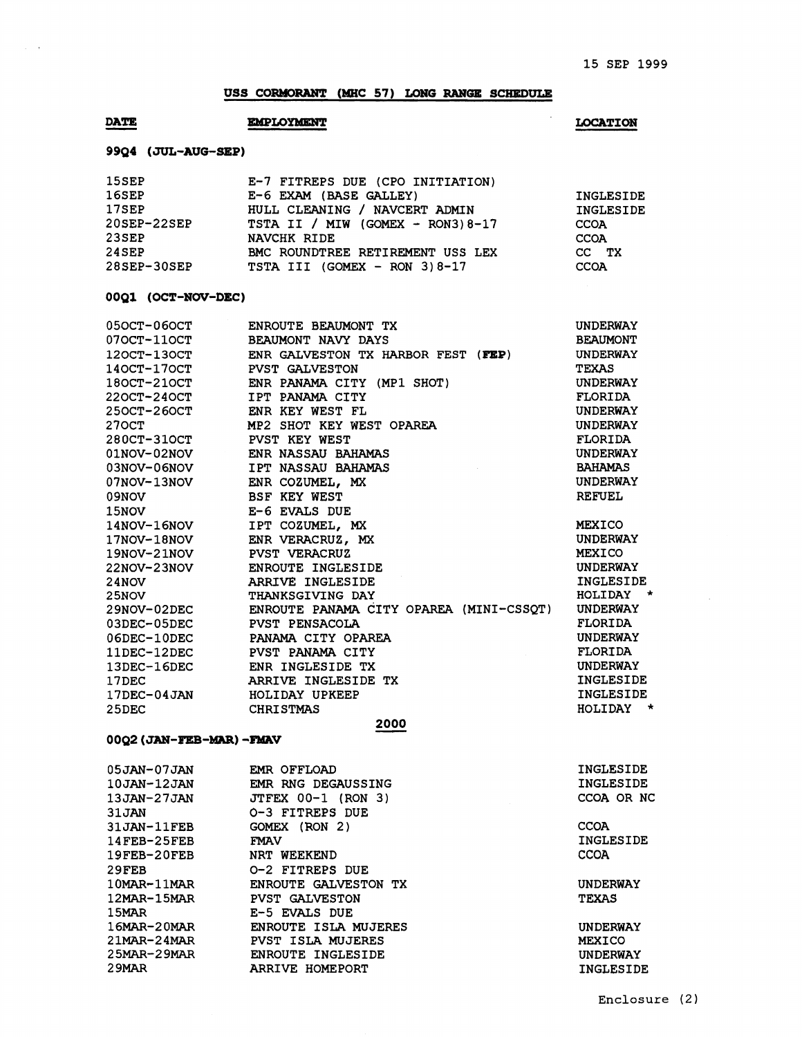15 SEP 1999

## USS CORMORANT (MHC 57) LONG RANGE SCHEDULE

| DATE | EMPLOYMENT | LOCATION |
|---|---|---|
| **99Q4 (JUL-AUG-SEP)** | | |
| 15SEP | E-7 FITREPS DUE (CPO INITIATION) | |
| 16SEP | E-6 EXAM (BASE GALLEY) | INGLESIDE |
| 17SEP | HULL CLEANING / NAVCERT ADMIN | INGLESIDE |
| 20SEP-22SEP | TSTA II / MIW (GOMEX - RON3)8-17 | CCOA |
| 23SEP | NAVCHK RIDE | CCOA |
| 24SEP | BMC ROUNDTREE RETIREMENT USS LEX | CC TX |
| 28SEP-30SEP | TSTA III (GOMEX - RON 3)8-17 | CCOA |
| **00Q1 (OCT-NOV-DEC)** | | |
| 05OCT-06OCT | ENROUTE BEAUMONT TX | UNDERWAY |
| 07OCT-11OCT | BEAUMONT NAVY DAYS | BEAUMONT |
| 12OCT-13OCT | ENR GALVESTON TX HARBOR FEST (**FEP**) | UNDERWAY |
| 14OCT-17OCT | PVST GALVESTON | TEXAS |
| 18OCT-21OCT | ENR PANAMA CITY (MP1 SHOT) | UNDERWAY |
| 22OCT-24OCT | IPT PANAMA CITY | FLORIDA |
| 25OCT-26OCT | ENR KEY WEST FL | UNDERWAY |
| 27OCT | MP2 SHOT KEY WEST OPAREA | UNDERWAY |
| 28OCT-31OCT | PVST KEY WEST | FLORIDA |
| 01NOV-02NOV | ENR NASSAU BAHAMAS | UNDERWAY |
| 03NOV-06NOV | IPT NASSAU BAHAMAS | BAHAMAS |
| 07NOV-13NOV | ENR COZUMEL, MX | UNDERWAY |
| 09NOV | BSF KEY WEST | REFUEL |
| 15NOV | E-6 EVALS DUE | |
| 14NOV-16NOV | IPT COZUMEL, MX | MEXICO |
| 17NOV-18NOV | ENR VERACRUZ, MX | UNDERWAY |
| 19NOV-21NOV | PVST VERACRUZ | MEXICO |
| 22NOV-23NOV | ENROUTE INGLESIDE | UNDERWAY |
| 24NOV | ARRIVE INGLESIDE | INGLESIDE |
| 25NOV | THANKSGIVING DAY | HOLIDAY * |
| 29NOV-02DEC | ENROUTE PANAMA CITY OPAREA (MINI-CSSQT) | UNDERWAY |
| 03DEC-05DEC | PVST PENSACOLA | FLORIDA |
| 06DEC-10DEC | PANAMA CITY OPAREA | UNDERWAY |
| 11DEC-12DEC | PVST PANAMA CITY | FLORIDA |
| 13DEC-16DEC | ENR INGLESIDE TX | UNDERWAY |
| 17DEC | ARRIVE INGLESIDE TX | INGLESIDE |
| 17DEC-04JAN | HOLIDAY UPKEEP | INGLESIDE |
| 25DEC | CHRISTMAS | HOLIDAY * |
| | **2000** | |
| **00Q2 (JAN-FEB-MAR) -FMAV** | | |
| 05JAN-07JAN | EMR OFFLOAD | INGLESIDE |
| 10JAN-12JAN | EMR RNG DEGAUSSING | INGLESIDE |
| 13JAN-27JAN | JTFEX 00-1 (RON 3) | CCOA OR NC |
| 31JAN | O-3 FITREPS DUE | |
| 31JAN-11FEB | GOMEX (RON 2) | CCOA |
| 14FEB-25FEB | FMAV | INGLESIDE |
| 19FEB-20FEB | NRT WEEKEND | CCOA |
| 29FEB | O-2 FITREPS DUE | |
| 10MAR-11MAR | ENROUTE GALVESTON TX | UNDERWAY |
| 12MAR-15MAR | PVST GALVESTON | TEXAS |
| 15MAR | E-5 EVALS DUE | |
| 16MAR-20MAR | ENROUTE ISLA MUJERES | UNDERWAY |
| 21MAR-24MAR | PVST ISLA MUJERES | MEXICO |
| 25MAR-29MAR | ENROUTE INGLESIDE | UNDERWAY |
| 29MAR | ARRIVE HOMEPORT | INGLESIDE |

Enclosure (2)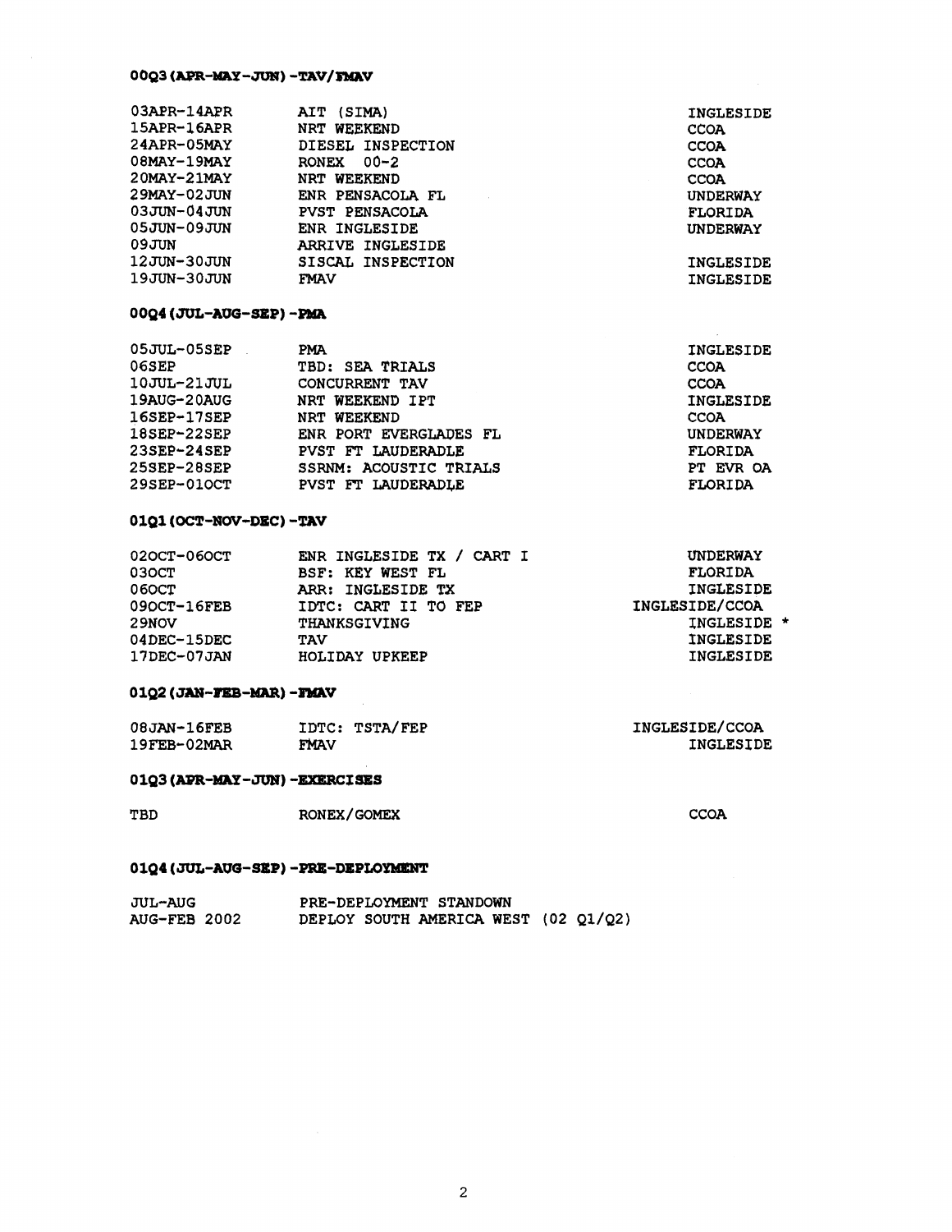**00Q3(APR-MAY-JUN)-TAV/FMAV**

| | | |
|---|---|---|
| 03APR-14APR | AIT (SIMA) | INGLESIDE |
| 15APR-16APR | NRT WEEKEND | CCOA |
| 24APR-05MAY | DIESEL INSPECTION | CCOA |
| 08MAY-19MAY | RONEX 00-2 | CCOA |
| 20MAY-21MAY | NRT WEEKEND | CCOA |
| 29MAY-02JUN | ENR PENSACOLA FL | UNDERWAY |
| 03JUN-04JUN | PVST PENSACOLA | FLORIDA |
| 05JUN-09JUN | ENR INGLESIDE | UNDERWAY |
| 09JUN | ARRIVE INGLESIDE | |
| 12JUN-30JUN | SISCAL INSPECTION | INGLESIDE |
| 19JUN-30JUN | FMAV | INGLESIDE |

**00Q4(JUL-AUG-SEP)-PMA**

| | | |
|---|---|---|
| 05JUL-05SEP | PMA | INGLESIDE |
| 06SEP | TBD: SEA TRIALS | CCOA |
| 10JUL-21JUL | CONCURRENT TAV | CCOA |
| 19AUG-20AUG | NRT WEEKEND IPT | INGLESIDE |
| 16SEP-17SEP | NRT WEEKEND | CCOA |
| 18SEP-22SEP | ENR PORT EVERGLADES FL | UNDERWAY |
| 23SEP-24SEP | PVST FT LAUDERADLE | FLORIDA |
| 25SEP-28SEP | SSRNM: ACOUSTIC TRIALS | PT EVR OA |
| 29SEP-01OCT | PVST FT LAUDERADLE | FLORIDA |

**01Q1(OCT-NOV-DEC)-TAV**

| | | |
|---|---|---|
| 02OCT-06OCT | ENR INGLESIDE TX / CART I | UNDERWAY |
| 03OCT | BSF: KEY WEST FL | FLORIDA |
| 06OCT | ARR: INGLESIDE TX | INGLESIDE |
| 09OCT-16FEB | IDTC: CART II TO FEP | INGLESIDE/CCOA |
| 29NOV | THANKSGIVING | INGLESIDE * |
| 04DEC-15DEC | TAV | INGLESIDE |
| 17DEC-07JAN | HOLIDAY UPKEEP | INGLESIDE |

**01Q2(JAN-FEB-MAR)-FMAV**

| | | |
|---|---|---|
| 08JAN-16FEB | IDTC: TSTA/FEP | INGLESIDE/CCOA |
| 19FEB-02MAR | FMAV | INGLESIDE |

**01Q3(APR-MAY-JUN)-EXERCISES**

| | | |
|---|---|---|
| TBD | RONEX/GOMEX | CCOA |

**01Q4(JUL-AUG-SEP)-PRE-DEPLOYMENT**

| | |
|---|---|
| JUL-AUG | PRE-DEPLOYMENT STANDOWN |
| AUG-FEB 2002 | DEPLOY SOUTH AMERICA WEST (02 Q1/Q2) |